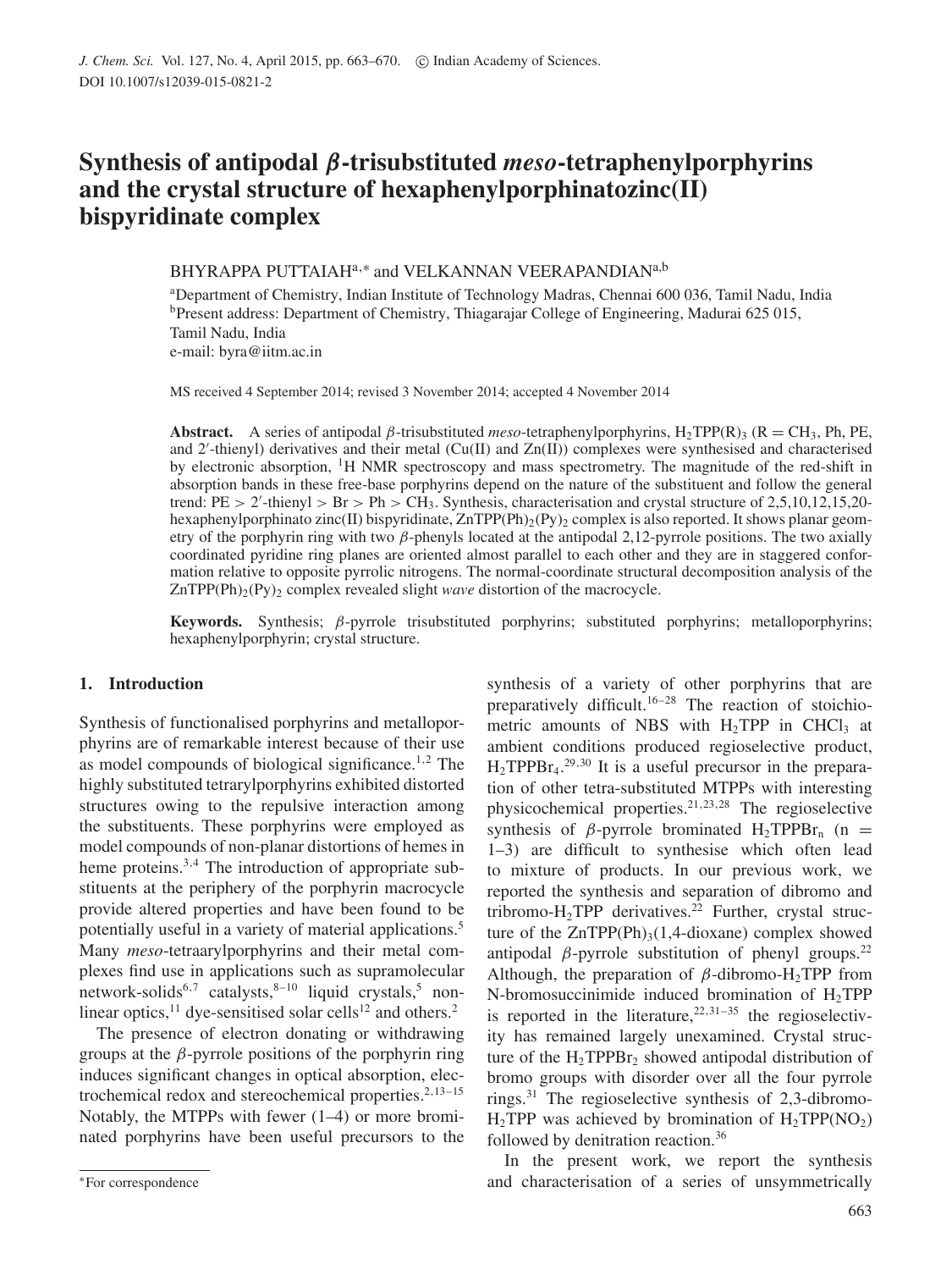# Synthesis of antipodal *β*-trisubstituted *meso*-tetraphenylporphyrins and the crystal structure of hexaphenylporphinatozinc(II) bispyridinate complex

BHYRAPPA PUTTAIAH[a,*] and VELKANNAN VEERAPANDIAN[a,b]

[a]Department of Chemistry, Indian Institute of Technology Madras, Chennai 600 036, Tamil Nadu, India
[b]Present address: Department of Chemistry, Thiagarajar College of Engineering, Madurai 625 015, Tamil Nadu, India
e-mail: byra@iitm.ac.in

MS received 4 September 2014; revised 3 November 2014; accepted 4 November 2014

**Abstract.** A series of antipodal *β*-trisubstituted *meso*-tetraphenylporphyrins, $H_2TPP(R)_3$ (R = $CH_3$, Ph, PE, and 2′-thienyl) derivatives and their metal (Cu(II) and Zn(II)) complexes were synthesised and characterised by electronic absorption, $^1H$ NMR spectroscopy and mass spectrometry. The magnitude of the red-shift in absorption bands in these free-base porphyrins depend on the nature of the substituent and follow the general trend: PE > 2′-thienyl > Br > Ph > $CH_3$. Synthesis, characterisation and crystal structure of 2,5,10,12,15,20-hexaphenylporphinato zinc(II) bispyridinate, $ZnTPP(Ph)_2(Py)_2$ complex is also reported. It shows planar geometry of the porphyrin ring with two *β*-phenyls located at the antipodal 2,12-pyrrole positions. The two axially coordinated pyridine ring planes are oriented almost parallel to each other and they are in staggered conformation relative to opposite pyrrolic nitrogens. The normal-coordinate structural decomposition analysis of the $ZnTPP(Ph)_2(Py)_2$ complex revealed slight *wave* distortion of the macrocycle.

**Keywords.** Synthesis; *β*-pyrrole trisubstituted porphyrins; substituted porphyrins; metalloporphyrins; hexaphenylporphyrin; crystal structure.

## 1. Introduction

Synthesis of functionalised porphyrins and metalloporphyrins are of remarkable interest because of their use as model compounds of biological significance.[1,2] The highly substituted tetrarylporphyrins exhibited distorted structures owing to the repulsive interaction among the substituents. These porphyrins were employed as model compounds of non-planar distortions of hemes in heme proteins.[3,4] The introduction of appropriate substituents at the periphery of the porphyrin macrocycle provide altered properties and have been found to be potentially useful in a variety of material applications.[5] Many *meso*-tetraarylporphyrins and their metal complexes find use in applications such as supramolecular network-solids[6,7] catalysts,[8–10] liquid crystals,[5] nonlinear optics,[11] dye-sensitised solar cells[12] and others.[2]

The presence of electron donating or withdrawing groups at the *β*-pyrrole positions of the porphyrin ring induces significant changes in optical absorption, electrochemical redox and stereochemical properties.[2,13–15] Notably, the MTPPs with fewer (1–4) or more brominated porphyrins have been useful precursors to the synthesis of a variety of other porphyrins that are preparatively difficult.[16–28] The reaction of stoichiometric amounts of NBS with $H_2TPP$ in $CHCl_3$ at ambient conditions produced regioselective product, $H_2TPPBr_4$.[29,30] It is a useful precursor in the preparation of other tetra-substituted MTPPs with interesting physicochemical properties.[21,23,28] The regioselective synthesis of *β*-pyrrole brominated $H_2TPPBr_n$ (n = 1–3) are difficult to synthesise which often lead to mixture of products. In our previous work, we reported the synthesis and separation of dibromo and tribromo-$H_2TPP$ derivatives.[22] Further, crystal structure of the $ZnTPP(Ph)_3$(1,4-dioxane) complex showed antipodal *β*-pyrrole substitution of phenyl groups.[22] Although, the preparation of *β*-dibromo-$H_2TPP$ from N-bromosuccinimide induced bromination of $H_2TPP$ is reported in the literature,[22,31–35] the regioselectivity has remained largely unexamined. Crystal structure of the $H_2TPPBr_2$ showed antipodal distribution of bromo groups with disorder over all the four pyrrole rings.[31] The regioselective synthesis of 2,3-dibromo-$H_2TPP$ was achieved by bromination of $H_2TPP(NO_2)$ followed by denitration reaction.[36]

In the present work, we report the synthesis and characterisation of a series of unsymmetrically

*For correspondence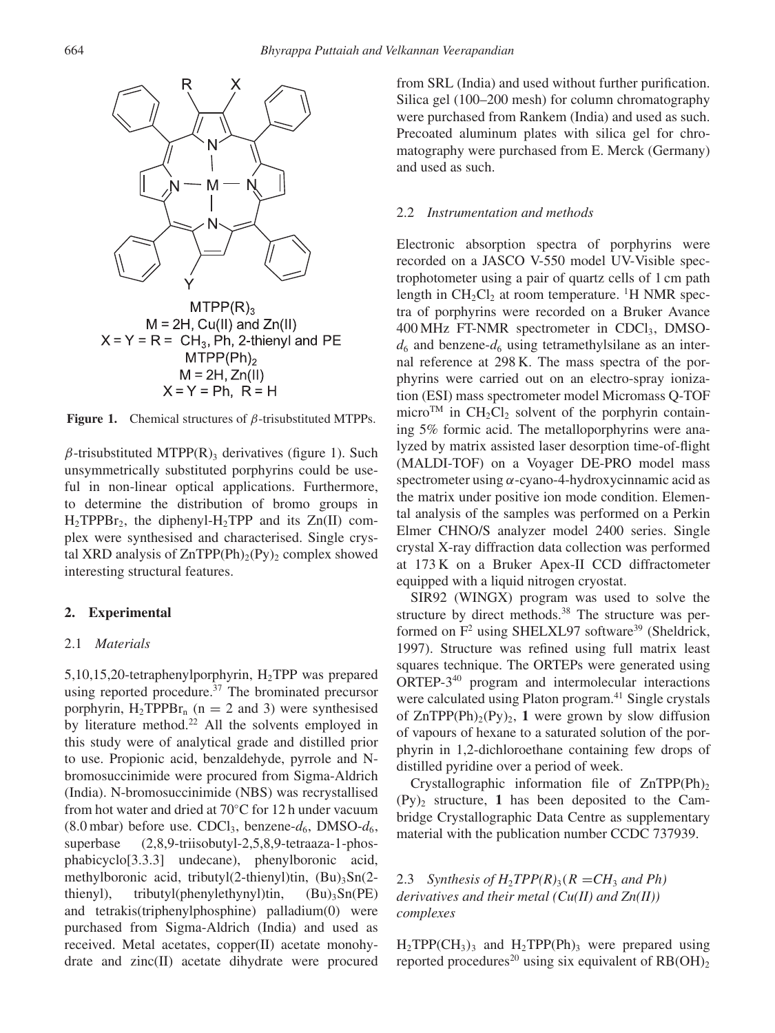$MTPP(R)_3$
M = 2H, Cu(II) and Zn(II)
X = Y = R = $CH_3$, Ph, 2-thienyl and PE
$MTPP(Ph)_2$
M = 2H, Zn(II)
X = Y = Ph, R = H

**Figure 1.** Chemical structures of $\beta$-trisubstituted MTPPs.

$\beta$-trisubstituted $MTPP(R)_3$ derivatives (figure 1). Such unsymmetrically substituted porphyrins could be useful in non-linear optical applications. Furthermore, to determine the distribution of bromo groups in $H_2TPPBr_2$, the diphenyl-$H_2TPP$ and its Zn(II) complex were synthesised and characterised. Single crystal XRD analysis of $ZnTPP(Ph)_2(Py)_2$ complex showed interesting structural features.

## 2. Experimental

### 2.1 *Materials*

5,10,15,20-tetraphenylporphyrin, $H_2TPP$ was prepared using reported procedure.[37] The brominated precursor porphyrin, $H_2TPPBr_n$ (n = 2 and 3) were synthesised by literature method.[22] All the solvents employed in this study were of analytical grade and distilled prior to use. Propionic acid, benzaldehyde, pyrrole and N-bromosuccinimide were procured from Sigma-Aldrich (India). N-bromosuccinimide (NBS) was recrystallised from hot water and dried at 70°C for 12 h under vacuum (8.0 mbar) before use. $CDCl_3$, benzene-$d_6$, DMSO-$d_6$, superbase (2,8,9-triisobutyl-2,5,8,9-tetraaza-1-phosphabicyclo[3.3.3] undecane), phenylboronic acid, methylboronic acid, tributyl(2-thienyl)tin, $(Bu)_3Sn$(2-thienyl), tributyl(phenylethynyl)tin, $(Bu)_3Sn$(PE) and tetrakis(triphenylphosphine) palladium(0) were purchased from Sigma-Aldrich (India) and used as received. Metal acetates, copper(II) acetate monohydrate and zinc(II) acetate dihydrate were procured from SRL (India) and used without further purification. Silica gel (100–200 mesh) for column chromatography were purchased from Rankem (India) and used as such. Precoated aluminum plates with silica gel for chromatography were purchased from E. Merck (Germany) and used as such.

### 2.2 *Instrumentation and methods*

Electronic absorption spectra of porphyrins were recorded on a JASCO V-550 model UV-Visible spectrophotometer using a pair of quartz cells of 1 cm path length in $CH_2Cl_2$ at room temperature. $^1H$ NMR spectra of porphyrins were recorded on a Bruker Avance 400 MHz FT-NMR spectrometer in $CDCl_3$, DMSO-$d_6$ and benzene-$d_6$ using tetramethylsilane as an internal reference at 298 K. The mass spectra of the porphyrins were carried out on an electro-spray ionization (ESI) mass spectrometer model Micromass Q-TOF micro™ in $CH_2Cl_2$ solvent of the porphyrin containing 5% formic acid. The metalloporphyrins were analyzed by matrix assisted laser desorption time-of-flight (MALDI-TOF) on a Voyager DE-PRO model mass spectrometer using $\alpha$-cyano-4-hydroxycinnamic acid as the matrix under positive ion mode condition. Elemental analysis of the samples was performed on a Perkin Elmer CHNO/S analyzer model 2400 series. Single crystal X-ray diffraction data collection was performed at 173 K on a Bruker Apex-II CCD diffractometer equipped with a liquid nitrogen cryostat.

SIR92 (WINGX) program was used to solve the structure by direct methods.[38] The structure was performed on $F^2$ using SHELXL97 software[39] (Sheldrick, 1997). Structure was refined using full matrix least squares technique. The ORTEPs were generated using ORTEP-3[40] program and intermolecular interactions were calculated using Platon program.[41] Single crystals of $ZnTPP(Ph)_2(Py)_2$, **1** were grown by slow diffusion of vapours of hexane to a saturated solution of the porphyrin in 1,2-dichloroethane containing few drops of distilled pyridine over a period of week.

Crystallographic information file of $ZnTPP(Ph)_2(Py)_2$ structure, **1** has been deposited to the Cambridge Crystallographic Data Centre as supplementary material with the publication number CCDC 737939.

### 2.3 *Synthesis of $H_2TPP(R)_3$ (R = $CH_3$ and Ph) derivatives and their metal (Cu(II) and Zn(II)) complexes*

$H_2TPP(CH_3)_3$ and $H_2TPP(Ph)_3$ were prepared using reported procedures[20] using six equivalent of $RB(OH)_2$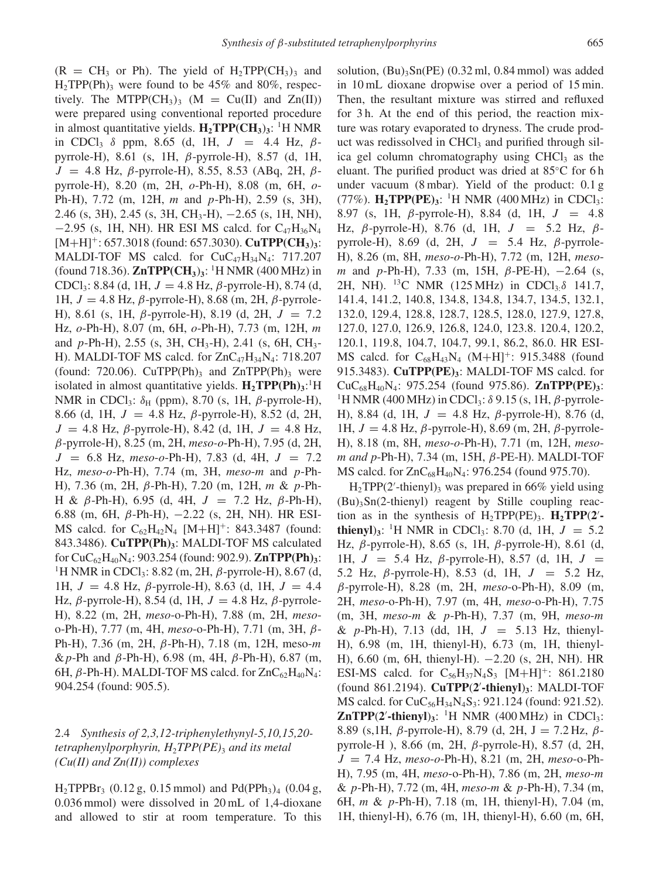($R = CH_3$ or Ph). The yield of $H_2TPP(CH_3)_3$ and $H_2TPP(Ph)_3$ were found to be 45% and 80%, respectively. The $MTPP(CH_3)_3$ (M = Cu(II) and Zn(II)) were prepared using conventional reported procedure in almost quantitative yields. **$H_2TPP(CH_3)_3$**: $^1$H NMR in $CDCl_3$ $\delta$ ppm, 8.65 (d, 1H, $J = 4.4$ Hz, $\beta$-pyrrole-H), 8.61 (s, 1H, $\beta$-pyrrole-H), 8.57 (d, 1H, $J = 4.8$ Hz, $\beta$-pyrrole-H), 8.55, 8.53 (ABq, 2H, $\beta$-pyrrole-H), 8.20 (m, 2H, *o*-Ph-H), 8.08 (m, 6H, *o*-Ph-H), 7.72 (m, 12H, *m* and *p*-Ph-H), 2.59 (s, 3H), 2.46 (s, 3H), 2.45 (s, 3H, $CH_3$-H), −2.65 (s, 1H, NH), −2.95 (s, 1H, NH). HR ESI MS calcd. for $C_{47}H_{36}N_4$ $[M+H]^+$: 657.3018 (found: 657.3030). **$CuTPP(CH_3)_3$**: MALDI-TOF MS calcd. for $CuC_{47}H_{34}N_4$: 717.207 (found 718.36). **$ZnTPP(CH_3)_3$**: $^1$H NMR (400 MHz) in $CDCl_3$: 8.84 (d, 1H, $J = 4.8$ Hz, $\beta$-pyrrole-H), 8.74 (d, 1H, $J = 4.8$ Hz, $\beta$-pyrrole-H), 8.68 (m, 2H, $\beta$-pyrrole-H), 8.61 (s, 1H, $\beta$-pyrrole-H), 8.19 (d, 2H, $J = 7.2$ Hz, *o*-Ph-H), 8.07 (m, 6H, *o*-Ph-H), 7.73 (m, 12H, *m* and *p*-Ph-H), 2.55 (s, 3H, $CH_3$-H), 2.41 (s, 6H, $CH_3$-H). MALDI-TOF MS calcd. for $ZnC_{47}H_{34}N_4$: 718.207 (found: 720.06). $CuTPP(Ph)_3$ and $ZnTPP(Ph)_3$ were isolated in almost quantitative yields. **$H_2TPP(Ph)_3$**: $^1$H NMR in $CDCl_3$: $\delta_H$ (ppm), 8.70 (s, 1H, $\beta$-pyrrole-H), 8.66 (d, 1H, $J = 4.8$ Hz, $\beta$-pyrrole-H), 8.52 (d, 2H, $J = 4.8$ Hz, $\beta$-pyrrole-H), 8.42 (d, 1H, $J = 4.8$ Hz, $\beta$-pyrrole-H), 8.25 (m, 2H, *meso-o*-Ph-H), 7.95 (d, 2H, $J = 6.8$ Hz, *meso-o*-Ph-H), 7.83 (d, 4H, $J = 7.2$ Hz, *meso-o*-Ph-H), 7.74 (m, 3H, *meso-m* and *p*-Ph-H), 7.36 (m, 2H, $\beta$-Ph-H), 7.20 (m, 12H, *m* & *p*-Ph-H & $\beta$-Ph-H), 6.95 (d, 4H, $J = 7.2$ Hz, $\beta$-Ph-H), 6.88 (m, 6H, $\beta$-Ph-H), −2.22 (s, 2H, NH). HR ESI-MS calcd. for $C_{62}H_{42}N_4$ $[M+H]^+$: 843.3487 (found: 843.3486). **$CuTPP(Ph)_3$**: MALDI-TOF MS calculated for $CuC_{62}H_{40}N_4$: 903.254 (found: 902.9). **$ZnTPP(Ph)_3$**: $^1$H NMR in $CDCl_3$: 8.82 (m, 2H, $\beta$-pyrrole-H), 8.67 (d, 1H, $J = 4.8$ Hz, $\beta$-pyrrole-H), 8.63 (d, 1H, $J = 4.4$ Hz, $\beta$-pyrrole-H), 8.54 (d, 1H, $J = 4.8$ Hz, $\beta$-pyrrole-H), 8.22 (m, 2H, *meso*-o-Ph-H), 7.88 (m, 2H, *meso*-o-Ph-H), 7.77 (m, 4H, *meso*-o-Ph-H), 7.71 (m, 3H, $\beta$-Ph-H), 7.36 (m, 2H, $\beta$-Ph-H), 7.18 (m, 12H, meso-*m* & *p*-Ph and $\beta$-Ph-H), 6.98 (m, 4H, $\beta$-Ph-H), 6.87 (m, 6H, $\beta$-Ph-H). MALDI-TOF MS calcd. for $ZnC_{62}H_{40}N_4$: 904.254 (found: 905.5).

### 2.4 *Synthesis of 2,3,12-triphenylethynyl-5,10,15,20-tetraphenylporphyrin, $H_2TPP(PE)_3$ and its metal (Cu(II) and Zn(II)) complexes*

$H_2TPPBr_3$ (0.12 g, 0.15 mmol) and $Pd(PPh_3)_4$ (0.04 g, 0.036 mmol) were dissolved in 20 mL of 1,4-dioxane and allowed to stir at room temperature. To this solution, $(Bu)_3Sn(PE)$ (0.32 ml, 0.84 mmol) was added in 10 mL dioxane dropwise over a period of 15 min. Then, the resultant mixture was stirred and refluxed for 3 h. At the end of this period, the reaction mixture was rotary evaporated to dryness. The crude product was redissolved in $CHCl_3$ and purified through silica gel column chromatography using $CHCl_3$ as the eluant. The purified product was dried at 85°C for 6 h under vacuum (8 mbar). Yield of the product: 0.1 g (77%). **$H_2TPP(PE)_3$**: $^1$H NMR (400 MHz) in $CDCl_3$: 8.97 (s, 1H, $\beta$-pyrrole-H), 8.84 (d, 1H, $J = 4.8$ Hz, $\beta$-pyrrole-H), 8.76 (d, 1H, $J = 5.2$ Hz, $\beta$-pyrrole-H), 8.69 (d, 2H, $J = 5.4$ Hz, $\beta$-pyrrole-H), 8.26 (m, 8H, *meso-o*-Ph-H), 7.72 (m, 12H, *meso-m* and *p*-Ph-H), 7.33 (m, 15H, $\beta$-PE-H), −2.64 (s, 2H, NH). $^{13}$C NMR (125 MHz) in $CDCl_3$ $\delta$ 141.7, 141.4, 141.2, 140.8, 134.8, 134.8, 134.7, 134.5, 132.1, 132.0, 129.4, 128.8, 128.7, 128.5, 128.0, 127.9, 127.8, 127.0, 127.0, 126.9, 126.8, 124.0, 123.8. 120.4, 120.2, 120.1, 119.8, 104.7, 104.7, 99.1, 86.2, 86.0. HR ESI-MS calcd. for $C_{68}H_{43}N_4$ $(M+H)^+$: 915.3488 (found 915.3483). **$CuTPP(PE)_3$**: MALDI-TOF MS calcd. for $CuC_{68}H_{40}N_4$: 975.254 (found 975.86). **$ZnTPP(PE)_3$**: $^1$H NMR (400 MHz) in $CDCl_3$: $\delta$ 9.15 (s, 1H, $\beta$-pyrrole-H), 8.84 (d, 1H, $J = 4.8$ Hz, $\beta$-pyrrole-H), 8.76 (d, 1H, $J = 4.8$ Hz, $\beta$-pyrrole-H), 8.69 (m, 2H, $\beta$-pyrrole-H), 8.18 (m, 8H, *meso-o*-Ph-H), 7.71 (m, 12H, *meso-m and p*-Ph-H), 7.34 (m, 15H, $\beta$-PE-H). MALDI-TOF MS calcd. for $ZnC_{68}H_{40}N_4$: 976.254 (found 975.70).

$H_2TPP(2'\text{-thienyl})_3$ was prepared in 66% yield using $(Bu)_3Sn(2\text{-thienyl})$ reagent by Stille coupling reaction as in the synthesis of $H_2TPP(PE)_3$. **$H_2TPP(2'\text{-thienyl})_3$**: $^1$H NMR in $CDCl_3$: 8.70 (d, 1H, $J = 5.2$ Hz, $\beta$-pyrrole-H), 8.65 (s, 1H, $\beta$-pyrrole-H), 8.61 (d, 1H, $J = 5.4$ Hz, $\beta$-pyrrole-H), 8.57 (d, 1H, $J = 5.2$ Hz, $\beta$-pyrrole-H), 8.53 (d, 1H, $J = 5.2$ Hz, $\beta$-pyrrole-H), 8.28 (m, 2H, *meso*-o-Ph-H), 8.09 (m, 2H, *meso*-o-Ph-H), 7.97 (m, 4H, *meso*-o-Ph-H), 7.75 (m, 3H, *meso-m* & *p*-Ph-H), 7.37 (m, 9H, *meso-m* & *p*-Ph-H), 7.13 (dd, 1H, $J = 5.13$ Hz, thienyl-H), 6.98 (m, 1H, thienyl-H), 6.73 (m, 1H, thienyl-H), 6.60 (m, 6H, thienyl-H). −2.20 (s, 2H, NH). HR ESI-MS calcd. for $C_{56}H_{37}N_4S_3$ $[M+H]^+$: 861.2180 (found 861.2194). **$CuTPP(2'\text{-thienyl})_3$**: MALDI-TOF MS calcd. for $CuC_{56}H_{34}N_4S_3$: 921.124 (found: 921.52). **$ZnTPP(2'\text{-thienyl})_3$**: $^1$H NMR (400 MHz) in $CDCl_3$: 8.89 (s,1H, $\beta$-pyrrole-H), 8.79 (d, 2H, J = 7.2 Hz, $\beta$-pyrrole-H ), 8.66 (m, 2H, $\beta$-pyrrole-H), 8.57 (d, 2H, $J = 7.4$ Hz, *meso-o*-Ph-H), 8.21 (m, 2H, *meso*-o-Ph-H), 7.95 (m, 4H, *meso*-o-Ph-H), 7.86 (m, 2H, *meso-m* & *p*-Ph-H), 7.72 (m, 4H, *meso-m* & *p*-Ph-H), 7.34 (m, 6H, *m* & *p*-Ph-H), 7.18 (m, 1H, thienyl-H), 7.04 (m, 1H, thienyl-H), 6.76 (m, 1H, thienyl-H), 6.60 (m, 6H,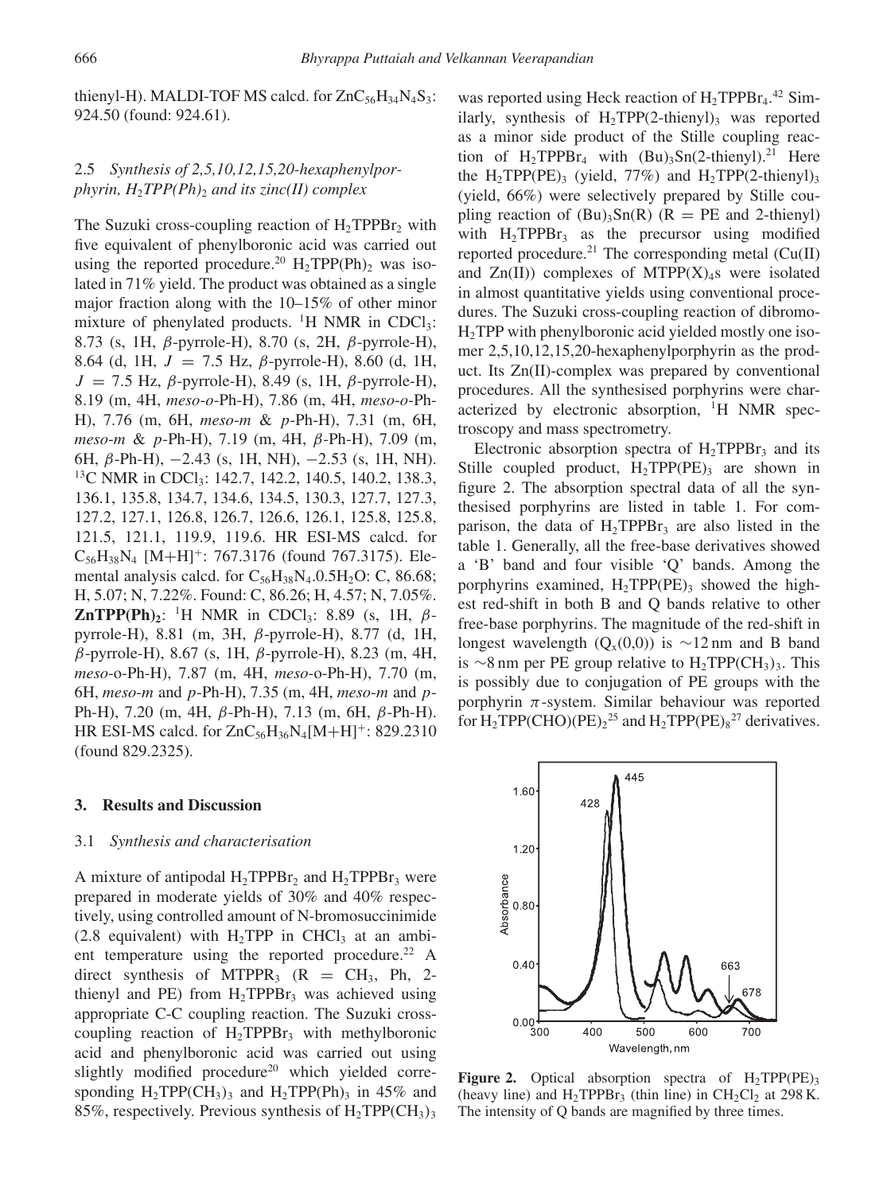thienyl-H). MALDI-TOF MS calcd. for $ZnC_{56}H_{34}N_4S_3$: 924.50 (found: 924.61).

### 2.5 *Synthesis of 2,5,10,12,15,20-hexaphenylporphyrin, $H_2TPP(Ph)_2$ and its zinc(II) complex*

The Suzuki cross-coupling reaction of $H_2TPPBr_2$ with five equivalent of phenylboronic acid was carried out using the reported procedure.[20] $H_2TPP(Ph)_2$ was isolated in 71% yield. The product was obtained as a single major fraction along with the 10–15% of other minor mixture of phenylated products. $^1$H NMR in $CDCl_3$: 8.73 (s, 1H, $\beta$-pyrrole-H), 8.70 (s, 2H, $\beta$-pyrrole-H), 8.64 (d, 1H, $J$ = 7.5 Hz, $\beta$-pyrrole-H), 8.60 (d, 1H, $J$ = 7.5 Hz, $\beta$-pyrrole-H), 8.49 (s, 1H, $\beta$-pyrrole-H), 8.19 (m, 4H, *meso-o*-Ph-H), 7.86 (m, 4H, *meso-o*-Ph-H), 7.76 (m, 6H, *meso-m* & *p*-Ph-H), 7.31 (m, 6H, *meso-m* & *p*-Ph-H), 7.19 (m, 4H, $\beta$-Ph-H), 7.09 (m, 6H, $\beta$-Ph-H), −2.43 (s, 1H, NH), −2.53 (s, 1H, NH). $^{13}$C NMR in $CDCl_3$: 142.7, 142.2, 140.5, 140.2, 138.3, 136.1, 135.8, 134.7, 134.6, 134.5, 130.3, 127.7, 127.3, 127.2, 127.1, 126.8, 126.7, 126.6, 126.1, 125.8, 125.8, 121.5, 121.1, 119.9, 119.6. HR ESI-MS calcd. for $C_{56}H_{38}N_4$ $[M+H]^+$: 767.3176 (found 767.3175). Elemental analysis calcd. for $C_{56}H_{38}N_4.0.5H_2O$: C, 86.68; H, 5.07; N, 7.22%. Found: C, 86.26; H, 4.57; N, 7.05%. **$ZnTPP(Ph)_2$**: $^1$H NMR in $CDCl_3$: 8.89 (s, 1H, $\beta$-pyrrole-H), 8.81 (m, 3H, $\beta$-pyrrole-H), 8.77 (d, 1H, $\beta$-pyrrole-H), 8.67 (s, 1H, $\beta$-pyrrole-H), 8.23 (m, 4H, *meso*-o-Ph-H), 7.87 (m, 4H, *meso*-o-Ph-H), 7.70 (m, 6H, *meso-m* and *p*-Ph-H), 7.35 (m, 4H, *meso-m* and *p*-Ph-H), 7.20 (m, 4H, $\beta$-Ph-H), 7.13 (m, 6H, $\beta$-Ph-H). HR ESI-MS calcd. for $ZnC_{56}H_{36}N_4[M+H]^+$: 829.2310 (found 829.2325).

## 3. Results and Discussion

### 3.1 *Synthesis and characterisation*

A mixture of antipodal $H_2TPPBr_2$ and $H_2TPPBr_3$ were prepared in moderate yields of 30% and 40% respectively, using controlled amount of N-bromosuccinimide (2.8 equivalent) with $H_2TPP$ in $CHCl_3$ at an ambient temperature using the reported procedure.[22] A direct synthesis of $MTPPR_3$ (R = $CH_3$, Ph, 2-thienyl and PE) from $H_2TPPBr_3$ was achieved using appropriate C-C coupling reaction. The Suzuki cross-coupling reaction of $H_2TPPBr_3$ with methylboronic acid and phenylboronic acid was carried out using slightly modified procedure[20] which yielded corresponding $H_2TPP(CH_3)_3$ and $H_2TPP(Ph)_3$ in 45% and 85%, respectively. Previous synthesis of $H_2TPP(CH_3)_3$ was reported using Heck reaction of $H_2TPPBr_4$.[42] Similarly, synthesis of $H_2TPP(2\text{-thienyl})_3$ was reported as a minor side product of the Stille coupling reaction of $H_2TPPBr_4$ with $(Bu)_3Sn(2\text{-thienyl})$.[21] Here the $H_2TPP(PE)_3$ (yield, 77%) and $H_2TPP(2\text{-thienyl})_3$ (yield, 66%) were selectively prepared by Stille coupling reaction of $(Bu)_3Sn(R)$ (R = PE and 2-thienyl) with $H_2TPPBr_3$ as the precursor using modified reported procedure.[21] The corresponding metal (Cu(II) and Zn(II)) complexes of $MTPP(X)_4$s were isolated in almost quantitative yields using conventional procedures. The Suzuki cross-coupling reaction of dibromo-$H_2TPP$ with phenylboronic acid yielded mostly one isomer 2,5,10,12,15,20-hexaphenylporphyrin as the product. Its Zn(II)-complex was prepared by conventional procedures. All the synthesised porphyrins were characterized by electronic absorption, $^1$H NMR spectroscopy and mass spectrometry.

Electronic absorption spectra of $H_2TPPBr_3$ and its Stille coupled product, $H_2TPP(PE)_3$ are shown in figure 2. The absorption spectral data of all the synthesised porphyrins are listed in table 1. For comparison, the data of $H_2TPPBr_3$ are also listed in the table 1. Generally, all the free-base derivatives showed a 'B' band and four visible 'Q' bands. Among the porphyrins examined, $H_2TPP(PE)_3$ showed the highest red-shift in both B and Q bands relative to other free-base porphyrins. The magnitude of the red-shift in longest wavelength ($Q_x(0,0)$) is ~12 nm and B band is ~8 nm per PE group relative to $H_2TPP(CH_3)_3$. This is possibly due to conjugation of PE groups with the porphyrin $\pi$-system. Similar behaviour was reported for $H_2TPP(CHO)(PE)_2$[25] and $H_2TPP(PE)_8$[27] derivatives.

**Figure 2.** Optical absorption spectra of $H_2TPP(PE)_3$ (heavy line) and $H_2TPPBr_3$ (thin line) in $CH_2Cl_2$ at 298 K. The intensity of Q bands are magnified by three times.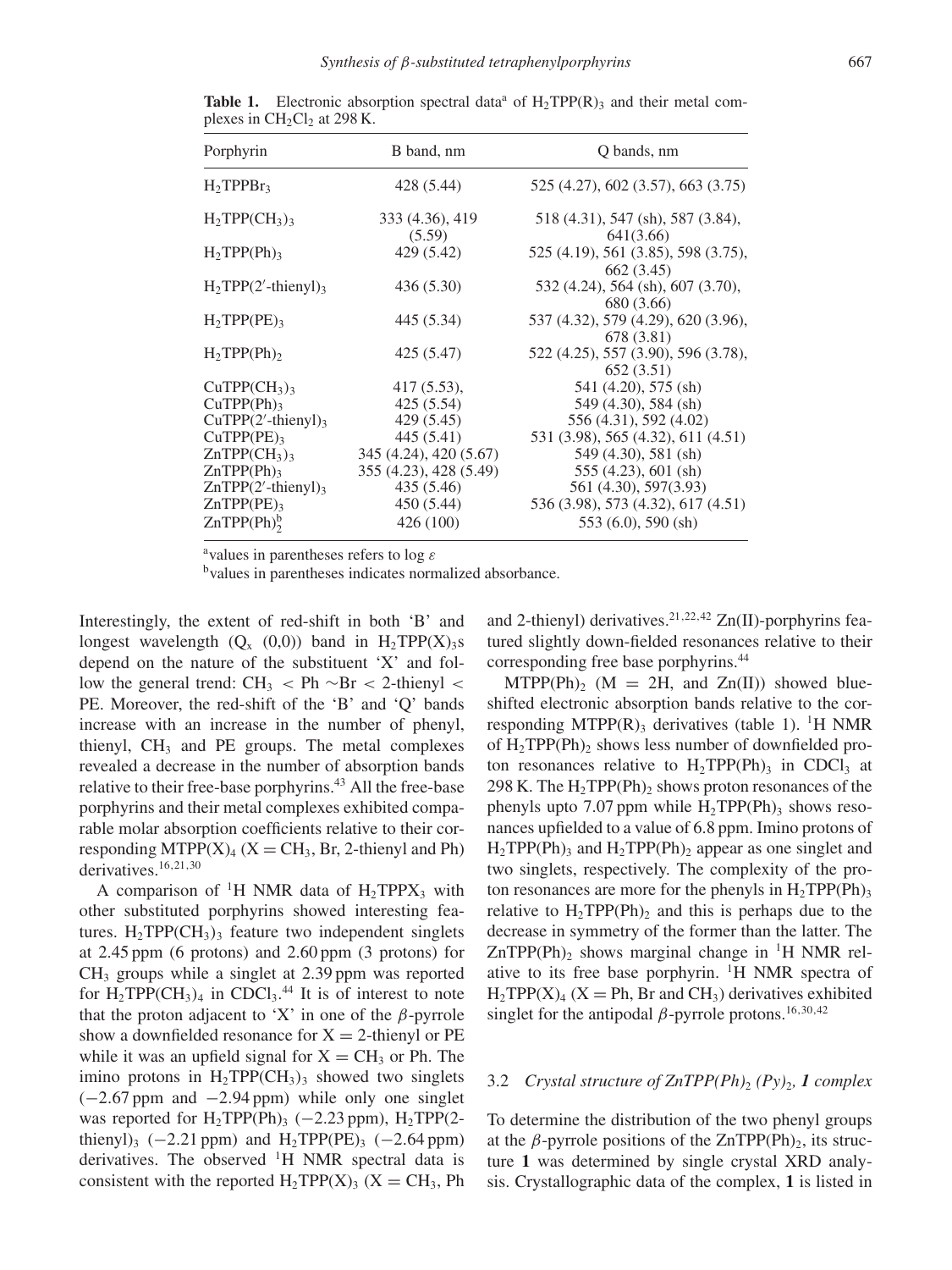**Table 1.** Electronic absorption spectral data[a] of $H_2TPP(R)_3$ and their metal complexes in $CH_2Cl_2$ at 298 K.

| Porphyrin | B band, nm | Q bands, nm |
|---|---|---|
| $H_2TPPBr_3$ | 428 (5.44) | 525 (4.27), 602 (3.57), 663 (3.75) |
| $H_2TPP(CH_3)_3$ | 333 (4.36), 419 (5.59) | 518 (4.31), 547 (sh), 587 (3.84), 641(3.66) |
| $H_2TPP(Ph)_3$ | 429 (5.42) | 525 (4.19), 561 (3.85), 598 (3.75), 662 (3.45) |
| $H_2TPP(2'\text{-thienyl})_3$ | 436 (5.30) | 532 (4.24), 564 (sh), 607 (3.70), 680 (3.66) |
| $H_2TPP(PE)_3$ | 445 (5.34) | 537 (4.32), 579 (4.29), 620 (3.96), 678 (3.81) |
| $H_2TPP(Ph)_2$ | 425 (5.47) | 522 (4.25), 557 (3.90), 596 (3.78), 652 (3.51) |
| $CuTPP(CH_3)_3$ | 417 (5.53), | 541 (4.20), 575 (sh) |
| $CuTPP(Ph)_3$ | 425 (5.54) | 549 (4.30), 584 (sh) |
| $CuTPP(2'\text{-thienyl})_3$ | 429 (5.45) | 556 (4.31), 592 (4.02) |
| $CuTPP(PE)_3$ | 445 (5.41) | 531 (3.98), 565 (4.32), 611 (4.51) |
| $ZnTPP(CH_3)_3$ | 345 (4.24), 420 (5.67) | 549 (4.30), 581 (sh) |
| $ZnTPP(Ph)_3$ | 355 (4.23), 428 (5.49) | 555 (4.23), 601 (sh) |
| $ZnTPP(2'\text{-thienyl})_3$ | 435 (5.46) | 561 (4.30), 597(3.93) |
| $ZnTPP(PE)_3$ | 450 (5.44) | 536 (3.98), 573 (4.32), 617 (4.51) |
| $ZnTPP(Ph)_2^{b}$ | 426 (100) | 553 (6.0), 590 (sh) |

[a]values in parentheses refers to log $\varepsilon$

[b]values in parentheses indicates normalized absorbance.

Interestingly, the extent of red-shift in both 'B' and longest wavelength ($Q_x$ (0,0)) band in $H_2TPP(X)_3$s depend on the nature of the substituent 'X' and follow the general trend: $CH_3$ < Ph ∼Br < 2-thienyl < PE. Moreover, the red-shift of the 'B' and 'Q' bands increase with an increase in the number of phenyl, thienyl, $CH_3$ and PE groups. The metal complexes revealed a decrease in the number of absorption bands relative to their free-base porphyrins.[43] All the free-base porphyrins and their metal complexes exhibited comparable molar absorption coefficients relative to their corresponding $MTPP(X)_4$ (X = $CH_3$, Br, 2-thienyl and Ph) derivatives.[16,21,30]

A comparison of $^1$H NMR data of $H_2TPPX_3$ with other substituted porphyrins showed interesting features. $H_2TPP(CH_3)_3$ feature two independent singlets at 2.45 ppm (6 protons) and 2.60 ppm (3 protons) for $CH_3$ groups while a singlet at 2.39 ppm was reported for $H_2TPP(CH_3)_4$ in $CDCl_3$.[44] It is of interest to note that the proton adjacent to 'X' in one of the $\beta$-pyrrole show a downfielded resonance for X = 2-thienyl or PE while it was an upfield signal for X = $CH_3$ or Ph. The imino protons in $H_2TPP(CH_3)_3$ showed two singlets (−2.67 ppm and −2.94 ppm) while only one singlet was reported for $H_2TPP(Ph)_3$ (−2.23 ppm), $H_2TPP(2\text{-thienyl})_3$ (−2.21 ppm) and $H_2TPP(PE)_3$ (−2.64 ppm) derivatives. The observed $^1$H NMR spectral data is consistent with the reported $H_2TPP(X)_3$ (X = $CH_3$, Ph and 2-thienyl) derivatives.[21,22,42] Zn(II)-porphyrins featured slightly down-fielded resonances relative to their corresponding free base porphyrins.[44]

$MTPP(Ph)_2$ (M = 2H, and Zn(II)) showed blue-shifted electronic absorption bands relative to the corresponding $MTPP(R)_3$ derivatives (table 1). $^1$H NMR of $H_2TPP(Ph)_2$ shows less number of downfielded proton resonances relative to $H_2TPP(Ph)_3$ in $CDCl_3$ at 298 K. The $H_2TPP(Ph)_2$ shows proton resonances of the phenyls upto 7.07 ppm while $H_2TPP(Ph)_3$ shows resonances upfielded to a value of 6.8 ppm. Imino protons of $H_2TPP(Ph)_3$ and $H_2TPP(Ph)_2$ appear as one singlet and two singlets, respectively. The complexity of the proton resonances are more for the phenyls in $H_2TPP(Ph)_3$ relative to $H_2TPP(Ph)_2$ and this is perhaps due to the decrease in symmetry of the former than the latter. The $ZnTPP(Ph)_2$ shows marginal change in $^1$H NMR relative to its free base porphyrin. $^1$H NMR spectra of $H_2TPP(X)_4$ (X = Ph, Br and $CH_3$) derivatives exhibited singlet for the antipodal $\beta$-pyrrole protons.[16,30,42]

### 3.2 *Crystal structure of $ZnTPP(Ph)_2$ $(Py)_2$, **1** complex*

To determine the distribution of the two phenyl groups at the $\beta$-pyrrole positions of the $ZnTPP(Ph)_2$, its structure **1** was determined by single crystal XRD analysis. Crystallographic data of the complex, **1** is listed in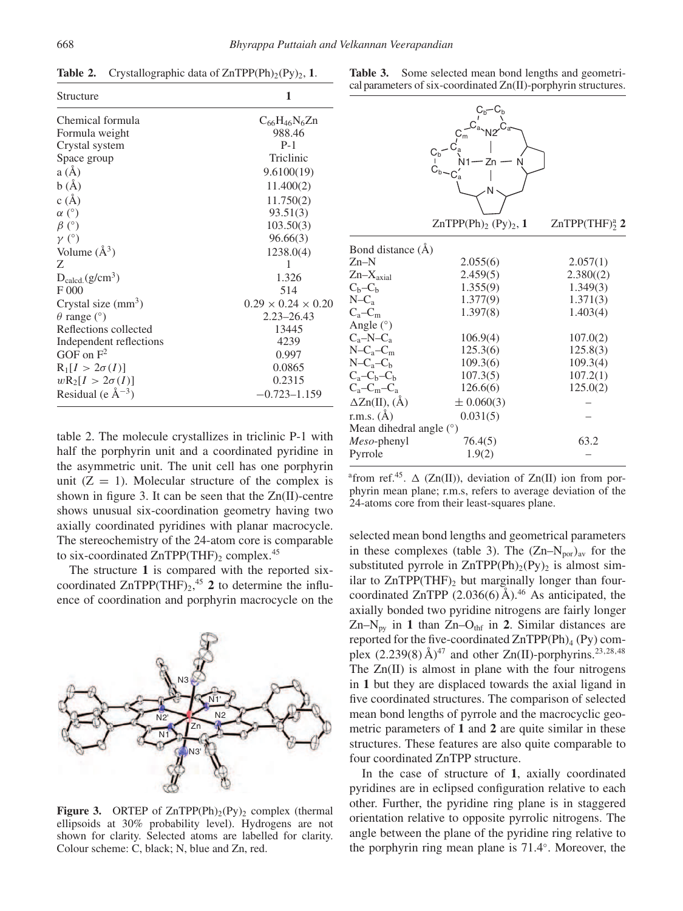**Table 2.** Crystallographic data of $ZnTPP(Ph)_2(Py)_2$, **1**.

| Structure | **1** |
|---|---|
| Chemical formula | $C_{66}H_{46}N_6Zn$ |
| Formula weight | 988.46 |
| Crystal system | P-1 |
| Space group | Triclinic |
| a (Å) | 9.6100(19) |
| b (Å) | 11.400(2) |
| c (Å) | 11.750(2) |
| $\alpha$ (°) | 93.51(3) |
| $\beta$ (°) | 103.50(3) |
| $\gamma$ (°) | 96.66(3) |
| Volume (Å$^3$) | 1238.0(4) |
| Z | 1 |
| $D_{calcd.}$(g/cm$^3$) | 1.326 |
| F 000 | 514 |
| Crystal size (mm$^3$) | $0.29 \times 0.24 \times 0.20$ |
| $\theta$ range (°) | 2.23–26.43 |
| Reflections collected | 13445 |
| Independent reflections | 4239 |
| GOF on $F^2$ | 0.997 |
| $R_1[I > 2\sigma(I)]$ | 0.0865 |
| $wR_2[I > 2\sigma(I)]$ | 0.2315 |
| Residual (e Å$^{-3}$) | −0.723–1.159 |

table 2. The molecule crystallizes in triclinic P-1 with half the porphyrin unit and a coordinated pyridine in the asymmetric unit. The unit cell has one porphyrin unit (Z = 1). Molecular structure of the complex is shown in figure 3. It can be seen that the Zn(II)-centre shows unusual six-coordination geometry having two axially coordinated pyridines with planar macrocycle. The stereochemistry of the 24-atom core is comparable to six-coordinated $ZnTPP(THF)_2$ complex.[45]

The structure **1** is compared with the reported six-coordinated $ZnTPP(THF)_2$,[45] **2** to determine the influence of coordination and porphyrin macrocycle on the

**Figure 3.** ORTEP of $ZnTPP(Ph)_2(Py)_2$ complex (thermal ellipsoids at 30% probability level). Hydrogens are not shown for clarity. Selected atoms are labelled for clarity. Colour scheme: C, black; N, blue and Zn, red.

**Table 3.** Some selected mean bond lengths and geometrical parameters of six-coordinated Zn(II)-porphyrin structures.

| | $ZnTPP(Ph)_2(Py)_2$, **1** | $ZnTPP(THF)_2^a$ **2** |
|---|---|---|
| Bond distance (Å) | | |
| Zn–N | 2.055(6) | 2.057(1) |
| $Zn–X_{axial}$ | 2.459(5) | 2.380((2) |
| $C_b–C_b$ | 1.355(9) | 1.349(3) |
| $N–C_a$ | 1.377(9) | 1.371(3) |
| $C_a–C_m$ | 1.397(8) | 1.403(4) |
| Angle (°) | | |
| $C_a–N–C_a$ | 106.9(4) | 107.0(2) |
| $N–C_a–C_m$ | 125.3(6) | 125.8(3) |
| $N–C_a–C_b$ | 109.3(6) | 109.3(4) |
| $C_a–C_b–C_b$ | 107.3(5) | 107.2(1) |
| $C_a–C_m–C_a$ | 126.6(6) | 125.0(2) |
| $\Delta$Zn(II), (Å) | ± 0.060(3) | – |
| r.m.s. (Å) | 0.031(5) | – |
| Mean dihedral angle (°) | | |
| *Meso*-phenyl | 76.4(5) | 63.2 |
| Pyrrole | 1.9(2) | – |

[a]from ref.[45]. $\Delta$ (Zn(II)), deviation of Zn(II) ion from porphyrin mean plane; r.m.s, refers to average deviation of the 24-atoms core from their least-squares plane.

selected mean bond lengths and geometrical parameters in these complexes (table 3). The $(Zn–N_{por})_{av}$ for the substituted pyrrole in $ZnTPP(Ph)_2(Py)_2$ is almost similar to $ZnTPP(THF)_2$ but marginally longer than four-coordinated ZnTPP (2.036(6) Å).[46] As anticipated, the axially bonded two pyridine nitrogens are fairly longer $Zn–N_{py}$ in **1** than $Zn–O_{thf}$ in **2**. Similar distances are reported for the five-coordinated $ZnTPP(Ph)_4$ (Py) complex (2.239(8) Å)[47] and other Zn(II)-porphyrins.[23,28,48] The Zn(II) is almost in plane with the four nitrogens in **1** but they are displaced towards the axial ligand in five coordinated structures. The comparison of selected mean bond lengths of pyrrole and the macrocyclic geometric parameters of **1** and **2** are quite similar in these structures. These features are also quite comparable to four coordinated ZnTPP structure.

In the case of structure of **1**, axially coordinated pyridines are in eclipsed configuration relative to each other. Further, the pyridine ring plane is in staggered orientation relative to opposite pyrrolic nitrogens. The angle between the plane of the pyridine ring relative to the porphyrin ring mean plane is 71.4°. Moreover, the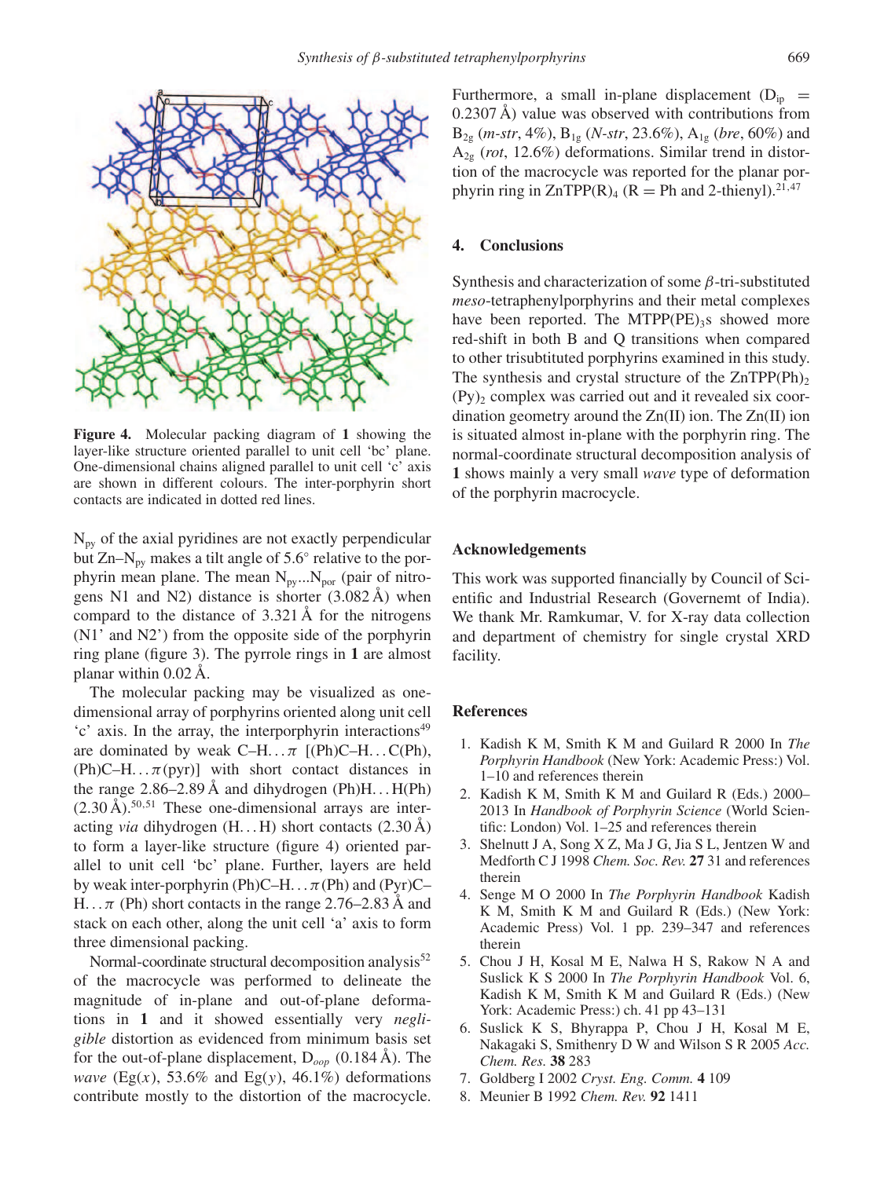**Figure 4.** Molecular packing diagram of **1** showing the layer-like structure oriented parallel to unit cell 'bc' plane. One-dimensional chains aligned parallel to unit cell 'c' axis are shown in different colours. The inter-porphyrin short contacts are indicated in dotted red lines.

$N_{py}$ of the axial pyridines are not exactly perpendicular but Zn–$N_{py}$ makes a tilt angle of 5.6° relative to the porphyrin mean plane. The mean $N_{py}$...$N_{por}$ (pair of nitrogens N1 and N2) distance is shorter (3.082 Å) when compard to the distance of 3.321 Å for the nitrogens (N1' and N2') from the opposite side of the porphyrin ring plane (figure 3). The pyrrole rings in **1** are almost planar within 0.02 Å.

The molecular packing may be visualized as one-dimensional array of porphyrins oriented along unit cell 'c' axis. In the array, the interporphyrin interactions[49] are dominated by weak C–H...$\pi$ [(Ph)C–H...C(Ph), (Ph)C–H...$\pi$(pyr)] with short contact distances in the range 2.86–2.89 Å and dihydrogen (Ph)H...H(Ph) (2.30 Å).[50,51] These one-dimensional arrays are interacting *via* dihydrogen (H...H) short contacts (2.30 Å) to form a layer-like structure (figure 4) oriented parallel to unit cell 'bc' plane. Further, layers are held by weak inter-porphyrin (Ph)C–H...$\pi$(Ph) and (Pyr)C–H...$\pi$ (Ph) short contacts in the range 2.76–2.83 Å and stack on each other, along the unit cell 'a' axis to form three dimensional packing.

Normal-coordinate structural decomposition analysis[52] of the macrocycle was performed to delineate the magnitude of in-plane and out-of-plane deformations in **1** and it showed essentially very *negligible* distortion as evidenced from minimum basis set for the out-of-plane displacement, $D_{oop}$ (0.184 Å). The *wave* ($E_g(x)$, 53.6% and $E_g(y)$, 46.1%) deformations contribute mostly to the distortion of the macrocycle. Furthermore, a small in-plane displacement ($D_{ip}$ = 0.2307 Å) value was observed with contributions from $B_{2g}$ (*m-str*, 4%), $B_{1g}$ (*N-str*, 23.6%), $A_{1g}$ (*bre*, 60%) and $A_{2g}$ (*rot*, 12.6%) deformations. Similar trend in distortion of the macrocycle was reported for the planar porphyrin ring in $ZnTPP(R)_4$ (R = Ph and 2-thienyl).[21,47]

## 4. Conclusions

Synthesis and characterization of some $\beta$-tri-substituted *meso*-tetraphenylporphyrins and their metal complexes have been reported. The $MTPP(PE)_3$s showed more red-shift in both B and Q transitions when compared to other trisubtituted porphyrins examined in this study. The synthesis and crystal structure of the $ZnTPP(Ph)_2(Py)_2$ complex was carried out and it revealed six coordination geometry around the Zn(II) ion. The Zn(II) ion is situated almost in-plane with the porphyrin ring. The normal-coordinate structural decomposition analysis of **1** shows mainly a very small *wave* type of deformation of the porphyrin macrocycle.

## Acknowledgements

This work was supported financially by Council of Scientific and Industrial Research (Governemt of India). We thank Mr. Ramkumar, V. for X-ray data collection and department of chemistry for single crystal XRD facility.

## References

1. Kadish K M, Smith K M and Guilard R 2000 In *The Porphyrin Handbook* (New York: Academic Press:) Vol. 1–10 and references therein
2. Kadish K M, Smith K M and Guilard R (Eds.) 2000–2013 In *Handbook of Porphyrin Science* (World Scientific: London) Vol. 1–25 and references therein
3. Shelnutt J A, Song X Z, Ma J G, Jia S L, Jentzen W and Medforth C J 1998 *Chem. Soc. Rev.* **27** 31 and references therein
4. Senge M O 2000 In *The Porphyrin Handbook* Kadish K M, Smith K M and Guilard R (Eds.) (New York: Academic Press) Vol. 1 pp. 239–347 and references therein
5. Chou J H, Kosal M E, Nalwa H S, Rakow N A and Suslick K S 2000 In *The Porphyrin Handbook* Vol. 6, Kadish K M, Smith K M and Guilard R (Eds.) (New York: Academic Press:) ch. 41 pp 43–131
6. Suslick K S, Bhyrappa P, Chou J H, Kosal M E, Nakagaki S, Smithenry D W and Wilson S R 2005 *Acc. Chem. Res.* **38** 283
7. Goldberg I 2002 *Cryst. Eng. Comm.* **4** 109
8. Meunier B 1992 *Chem. Rev.* **92** 1411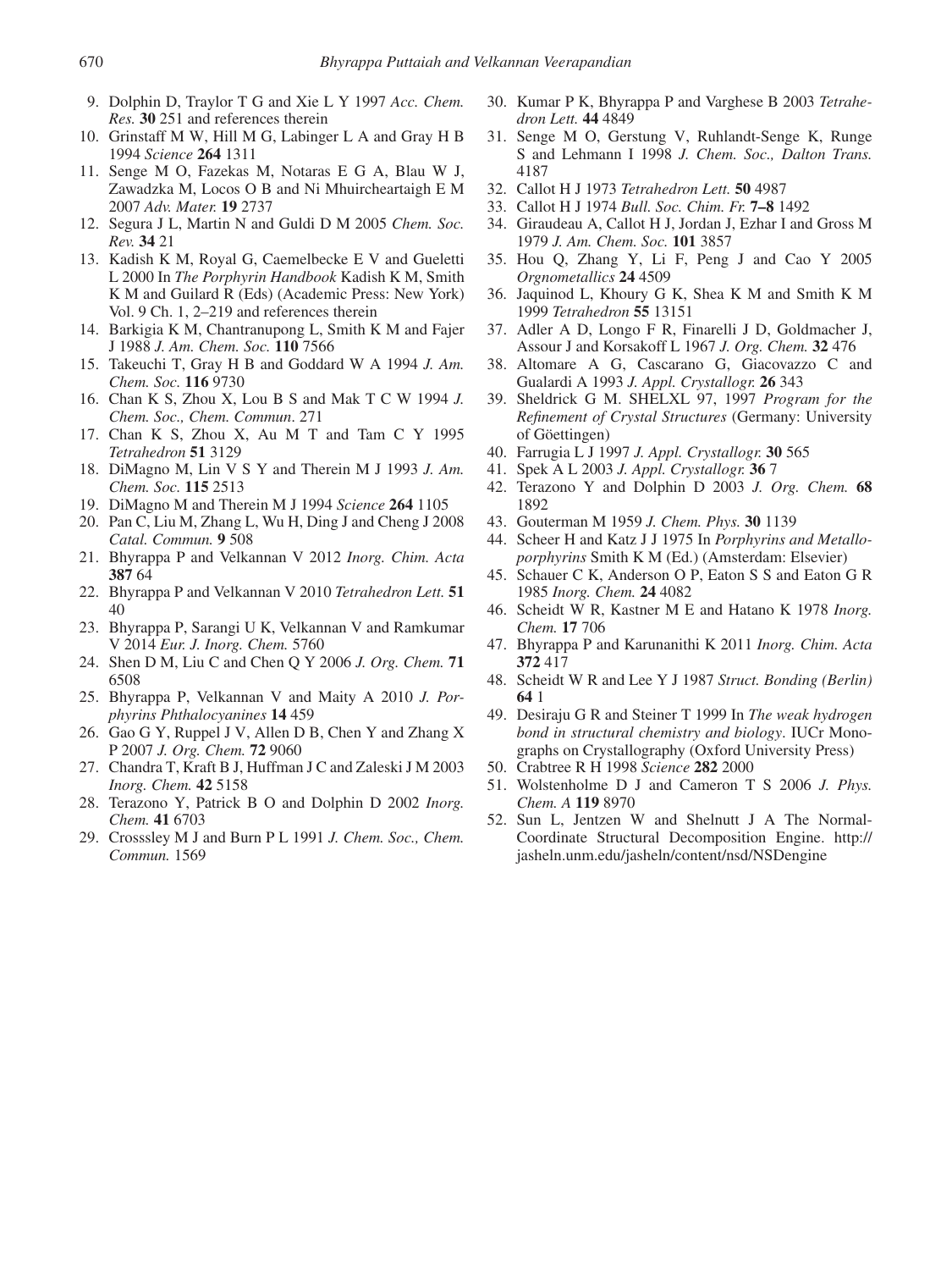9. Dolphin D, Traylor T G and Xie L Y 1997 *Acc. Chem. Res.* **30** 251 and references therein
10. Grinstaff M W, Hill M G, Labinger L A and Gray H B 1994 *Science* **264** 1311
11. Senge M O, Fazekas M, Notaras E G A, Blau W J, Zawadzka M, Locos O B and Ni Mhuircheartaigh E M 2007 *Adv. Mater.* **19** 2737
12. Segura J L, Martin N and Guldi D M 2005 *Chem. Soc. Rev.* **34** 21
13. Kadish K M, Royal G, Caemelbecke E V and Gueletti L 2000 In *The Porphyrin Handbook* Kadish K M, Smith K M and Guilard R (Eds) (Academic Press: New York) Vol. 9 Ch. 1, 2–219 and references therein
14. Barkigia K M, Chantranupong L, Smith K M and Fajer J 1988 *J. Am. Chem. Soc.* **110** 7566
15. Takeuchi T, Gray H B and Goddard W A 1994 *J. Am. Chem. Soc.* **116** 9730
16. Chan K S, Zhou X, Lou B S and Mak T C W 1994 *J. Chem. Soc., Chem. Commun*. 271
17. Chan K S, Zhou X, Au M T and Tam C Y 1995 *Tetrahedron* **51** 3129
18. DiMagno M, Lin V S Y and Therein M J 1993 *J. Am. Chem. Soc.* **115** 2513
19. DiMagno M and Therein M J 1994 *Science* **264** 1105
20. Pan C, Liu M, Zhang L, Wu H, Ding J and Cheng J 2008 *Catal. Commun.* **9** 508
21. Bhyrappa P and Velkannan V 2012 *Inorg. Chim. Acta* **387** 64
22. Bhyrappa P and Velkannan V 2010 *Tetrahedron Lett.* **51** 40
23. Bhyrappa P, Sarangi U K, Velkannan V and Ramkumar V 2014 *Eur. J. Inorg. Chem.* 5760
24. Shen D M, Liu C and Chen Q Y 2006 *J. Org. Chem.* **71** 6508
25. Bhyrappa P, Velkannan V and Maity A 2010 *J. Porphyrins Phthalocyanines* **14** 459
26. Gao G Y, Ruppel J V, Allen D B, Chen Y and Zhang X P 2007 *J. Org. Chem.* **72** 9060
27. Chandra T, Kraft B J, Huffman J C and Zaleski J M 2003 *Inorg. Chem.* **42** 5158
28. Terazono Y, Patrick B O and Dolphin D 2002 *Inorg. Chem.* **41** 6703
29. Crosssley M J and Burn P L 1991 *J. Chem. Soc., Chem. Commun.* 1569
30. Kumar P K, Bhyrappa P and Varghese B 2003 *Tetrahedron Lett.* **44** 4849
31. Senge M O, Gerstung V, Ruhlandt-Senge K, Runge S and Lehmann I 1998 *J. Chem. Soc., Dalton Trans.* 4187
32. Callot H J 1973 *Tetrahedron Lett.* **50** 4987
33. Callot H J 1974 *Bull. Soc. Chim. Fr.* **7–8** 1492
34. Giraudeau A, Callot H J, Jordan J, Ezhar I and Gross M 1979 *J. Am. Chem. Soc.* **101** 3857
35. Hou Q, Zhang Y, Li F, Peng J and Cao Y 2005 *Orgnometallics* **24** 4509
36. Jaquinod L, Khoury G K, Shea K M and Smith K M 1999 *Tetrahedron* **55** 13151
37. Adler A D, Longo F R, Finarelli J D, Goldmacher J, Assour J and Korsakoff L 1967 *J. Org. Chem.* **32** 476
38. Altomare A G, Cascarano G, Giacovazzo C and Gualardi A 1993 *J. Appl. Crystallogr.* **26** 343
39. Sheldrick G M. SHELXL 97, 1997 *Program for the Refinement of Crystal Structures* (Germany: University of Göettingen)
40. Farrugia L J 1997 *J. Appl. Crystallogr.* **30** 565
41. Spek A L 2003 *J. Appl. Crystallogr.* **36** 7
42. Terazono Y and Dolphin D 2003 *J. Org. Chem.* **68** 1892
43. Gouterman M 1959 *J. Chem. Phys.* **30** 1139
44. Scheer H and Katz J J 1975 In *Porphyrins and Metalloporphyrins* Smith K M (Ed.) (Amsterdam: Elsevier)
45. Schauer C K, Anderson O P, Eaton S S and Eaton G R 1985 *Inorg. Chem.* **24** 4082
46. Scheidt W R, Kastner M E and Hatano K 1978 *Inorg. Chem.* **17** 706
47. Bhyrappa P and Karunanithi K 2011 *Inorg. Chim. Acta* **372** 417
48. Scheidt W R and Lee Y J 1987 *Struct. Bonding (Berlin)* **64** 1
49. Desiraju G R and Steiner T 1999 In *The weak hydrogen bond in structural chemistry and biology*. IUCr Monographs on Crystallography (Oxford University Press)
50. Crabtree R H 1998 *Science* **282** 2000
51. Wolstenholme D J and Cameron T S 2006 *J. Phys. Chem. A* **119** 8970
52. Sun L, Jentzen W and Shelnutt J A The Normal-Coordinate Structural Decomposition Engine. http://jasheln.unm.edu/jasheln/content/nsd/NSDengine